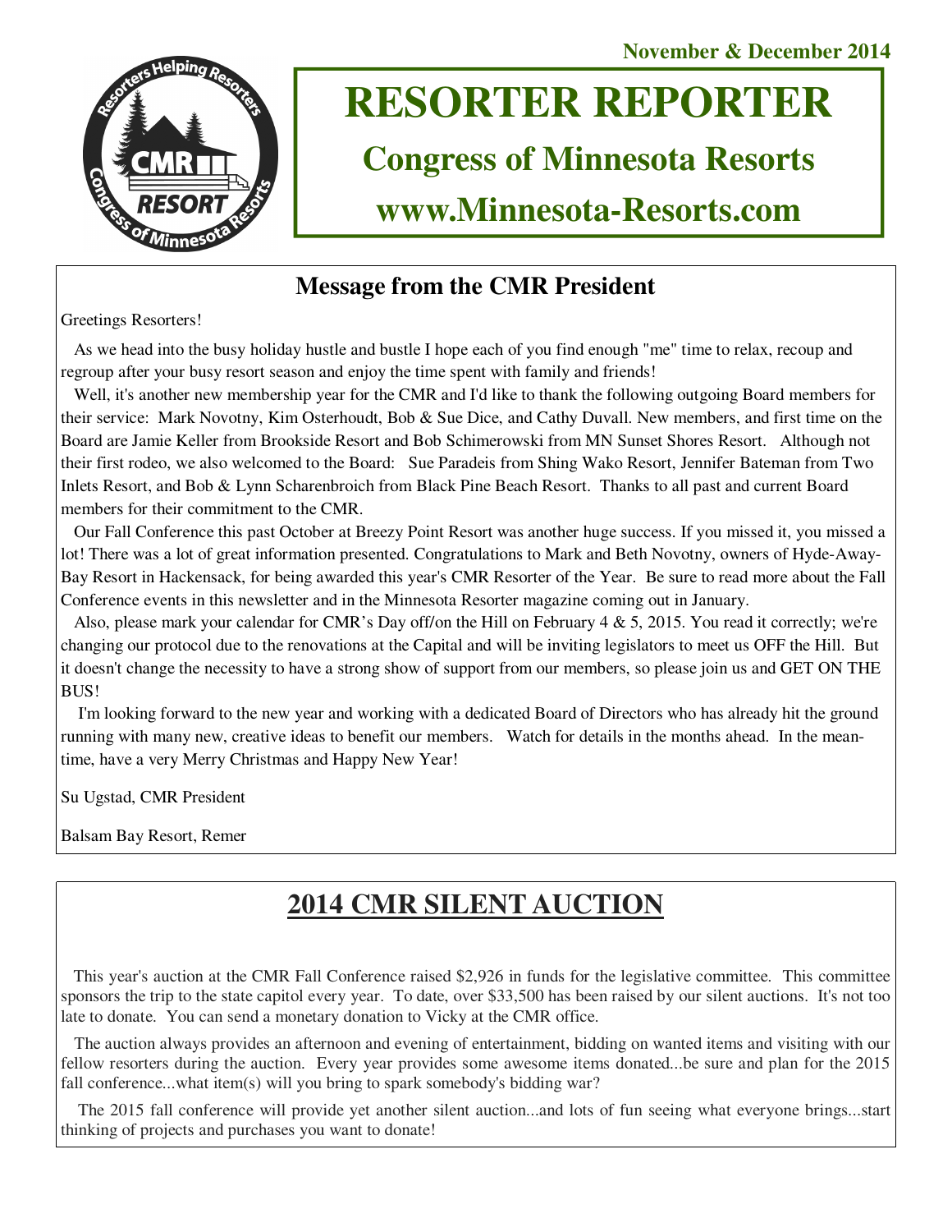November & December 2014

# RESORTER REPORTER

## Congress of Minnesota Resorts

## www.Minnesota-Resorts.com

## Message from the CMR President

Greetings Resorters!

As we head into the busy holiday hustle and bustle I hope each of you find enough "me" time to relax, recoup and regroup after your busy resort season and enjoy the time spent with family and friends!

Well, it's another new membership year for the CMR and I'd like to thank the following outgoing Board members for their service: Mark Novotny, Kim Osterhoudt, Bob & Sue Dice, and Cathy Duvall. New members, and first time on the Board are Jamie Keller from Brookside Resort and Bob Schimerowski from MN Sunset Shores Resort. Although not their first rodeo, we also welcomed to the Board: Sue Paradeis from Shing Wako Resort, Jennifer Bateman from Two Inlets Resort, and Bob & Lynn Scharenbroich from Black Pine Beach Resort. Thanks to all past and current Board members for their commitment to the CMR.

Our Fall Conference this past October at Breezy Point Resort was another huge success. If you missed it, you missed a lot! There was a lot of great information presented. Congratulations to Mark and Beth Novotny, owners of Hyde-Away-Bay Resort in Hackensack, for being awarded this year's CMR Resorter of the Year. Be sure to read more about the Fall Conference events in this newsletter and in the Minnesota Resorter magazine coming out in January.

Also, please mark your calendar for CMR's Day off/on the Hill on February 4 & 5, 2015. You read it correctly; we're changing our protocol due to the renovations at the Capital and will be inviting legislators to meet us OFF the Hill. But it doesn't change the necessity to have a strong show of support from our members, so please join us and GET ON THE BUS!

I'm looking forward to the new year and working with a dedicated Board of Directors who has already hit the ground running with many new, creative ideas to benefit our members. Watch for details in the months ahead. In the meantime, have a very Merry Christmas and Happy New Year!

Su Ugstad, CMR President

Balsam Bay Resort, Remer

## 2014 CMR SILENT AUCTION

This year's auction at the CMR Fall Conference raised $2,926 in funds for the legislative committee. This committee sponsors the trip to the state capitol every year. To date, over $33,500 has been raised by our silent auctions. It's not too late to donate. You can send a monetary donation to Vicky at the CMR office.

The auction always provides an afternoon and evening of entertainment, bidding on wanted items and visiting with our fellow resorters during the auction. Every year provides some awesome items donated...be sure and plan for the 2015 fall conference...what item(s) will you bring to spark somebody's bidding war?

The 2015 fall conference will provide yet another silent auction...and lots of fun seeing what everyone brings...start thinking of projects and purchases you want to donate!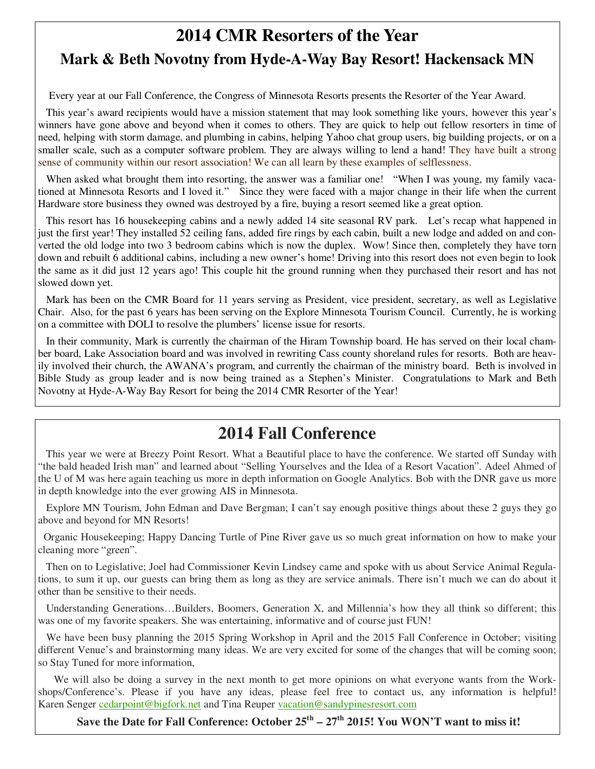# 2014 CMR Resorters of the Year

## Mark & Beth Novotny from Hyde-A-Way Bay Resort! Hackensack MN

Every year at our Fall Conference, the Congress of Minnesota Resorts presents the Resorter of the Year Award.

This year's award recipients would have a mission statement that may look something like yours, however this year's winners have gone above and beyond when it comes to others. They are quick to help out fellow resorters in time of need, helping with storm damage, and plumbing in cabins, helping Yahoo chat group users, big building projects, or on a smaller scale, such as a computer software problem. They are always willing to lend a hand! They have built a strong sense of community within our resort association! We can all learn by these examples of selflessness.

When asked what brought them into resorting, the answer was a familiar one! "When I was young, my family vacationed at Minnesota Resorts and I loved it." Since they were faced with a major change in their life when the current Hardware store business they owned was destroyed by a fire, buying a resort seemed like a great option.

This resort has 16 housekeeping cabins and a newly added 14 site seasonal RV park. Let's recap what happened in just the first year! They installed 52 ceiling fans, added fire rings by each cabin, built a new lodge and added on and converted the old lodge into two 3 bedroom cabins which is now the duplex. Wow! Since then, completely they have torn down and rebuilt 6 additional cabins, including a new owner's home! Driving into this resort does not even begin to look the same as it did just 12 years ago! This couple hit the ground running when they purchased their resort and has not slowed down yet.

Mark has been on the CMR Board for 11 years serving as President, vice president, secretary, as well as Legislative Chair. Also, for the past 6 years has been serving on the Explore Minnesota Tourism Council. Currently, he is working on a committee with DOLI to resolve the plumbers' license issue for resorts.

In their community, Mark is currently the chairman of the Hiram Township board. He has served on their local chamber board, Lake Association board and was involved in rewriting Cass county shoreland rules for resorts. Both are heavily involved their church, the AWANA's program, and currently the chairman of the ministry board. Beth is involved in Bible Study as group leader and is now being trained as a Stephen's Minister. Congratulations to Mark and Beth Novotny at Hyde-A-Way Bay Resort for being the 2014 CMR Resorter of the Year!

# 2014 Fall Conference

This year we were at Breezy Point Resort. What a Beautiful place to have the conference. We started off Sunday with "the bald headed Irish man" and learned about "Selling Yourselves and the Idea of a Resort Vacation". Adeel Ahmed of the U of M was here again teaching us more in depth information on Google Analytics. Bob with the DNR gave us more in depth knowledge into the ever growing AIS in Minnesota.

Explore MN Tourism, John Edman and Dave Bergman; I can't say enough positive things about these 2 guys they go above and beyond for MN Resorts!

Organic Housekeeping; Happy Dancing Turtle of Pine River gave us so much great information on how to make your cleaning more "green".

Then on to Legislative; Joel had Commissioner Kevin Lindsey came and spoke with us about Service Animal Regulations, to sum it up, our guests can bring them as long as they are service animals. There isn't much we can do about it other than be sensitive to their needs.

Understanding Generations…Builders, Boomers, Generation X, and Millennia's how they all think so different; this was one of my favorite speakers. She was entertaining, informative and of course just FUN!

We have been busy planning the 2015 Spring Workshop in April and the 2015 Fall Conference in October; visiting different Venue's and brainstorming many ideas. We are very excited for some of the changes that will be coming soon; so Stay Tuned for more information,

We will also be doing a survey in the next month to get more opinions on what everyone wants from the Workshops/Conference's. Please if you have any ideas, please feel free to contact us, any information is helpful! Karen Senger cedarpoint@bigfork.net and Tina Reuper vacation@sandypinesresort.com

**Save the Date for Fall Conference: October 25th – 27th 2015! You WON'T want to miss it!**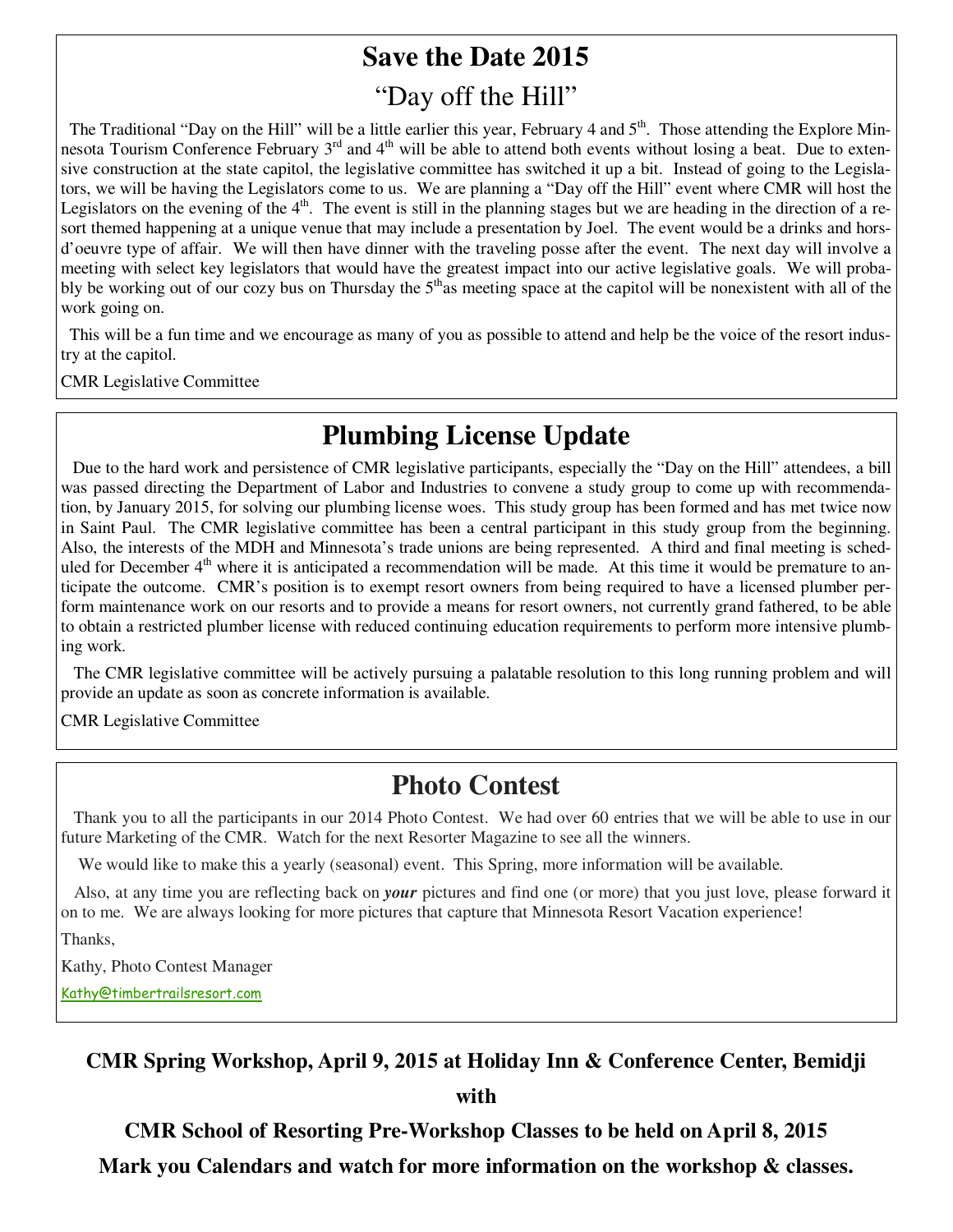# Save the Date 2015

## "Day off the Hill"

The Traditional "Day on the Hill" will be a little earlier this year, February 4 and 5th. Those attending the Explore Minnesota Tourism Conference February 3rd and 4th will be able to attend both events without losing a beat. Due to extensive construction at the state capitol, the legislative committee has switched it up a bit. Instead of going to the Legislators, we will be having the Legislators come to us. We are planning a "Day off the Hill" event where CMR will host the Legislators on the evening of the 4th. The event is still in the planning stages but we are heading in the direction of a resort themed happening at a unique venue that may include a presentation by Joel. The event would be a drinks and hors-d'oeuvre type of affair. We will then have dinner with the traveling posse after the event. The next day will involve a meeting with select key legislators that would have the greatest impact into our active legislative goals. We will probably be working out of our cozy bus on Thursday the 5th as meeting space at the capitol will be nonexistent with all of the work going on.

This will be a fun time and we encourage as many of you as possible to attend and help be the voice of the resort industry at the capitol.

CMR Legislative Committee

# Plumbing License Update

Due to the hard work and persistence of CMR legislative participants, especially the "Day on the Hill" attendees, a bill was passed directing the Department of Labor and Industries to convene a study group to come up with recommendation, by January 2015, for solving our plumbing license woes. This study group has been formed and has met twice now in Saint Paul. The CMR legislative committee has been a central participant in this study group from the beginning. Also, the interests of the MDH and Minnesota's trade unions are being represented. A third and final meeting is scheduled for December 4th where it is anticipated a recommendation will be made. At this time it would be premature to anticipate the outcome. CMR's position is to exempt resort owners from being required to have a licensed plumber perform maintenance work on our resorts and to provide a means for resort owners, not currently grand fathered, to be able to obtain a restricted plumber license with reduced continuing education requirements to perform more intensive plumbing work.

The CMR legislative committee will be actively pursuing a palatable resolution to this long running problem and will provide an update as soon as concrete information is available.

CMR Legislative Committee

# Photo Contest

Thank you to all the participants in our 2014 Photo Contest. We had over 60 entries that we will be able to use in our future Marketing of the CMR. Watch for the next Resorter Magazine to see all the winners.

We would like to make this a yearly (seasonal) event. This Spring, more information will be available.

Also, at any time you are reflecting back on ***your*** pictures and find one (or more) that you just love, please forward it on to me. We are always looking for more pictures that capture that Minnesota Resort Vacation experience!

Thanks,

Kathy, Photo Contest Manager

Kathy@timbertrailsresort.com

**CMR Spring Workshop, April 9, 2015 at Holiday Inn & Conference Center, Bemidji**

**with**

**CMR School of Resorting Pre-Workshop Classes to be held on April 8, 2015**

**Mark you Calendars and watch for more information on the workshop & classes.**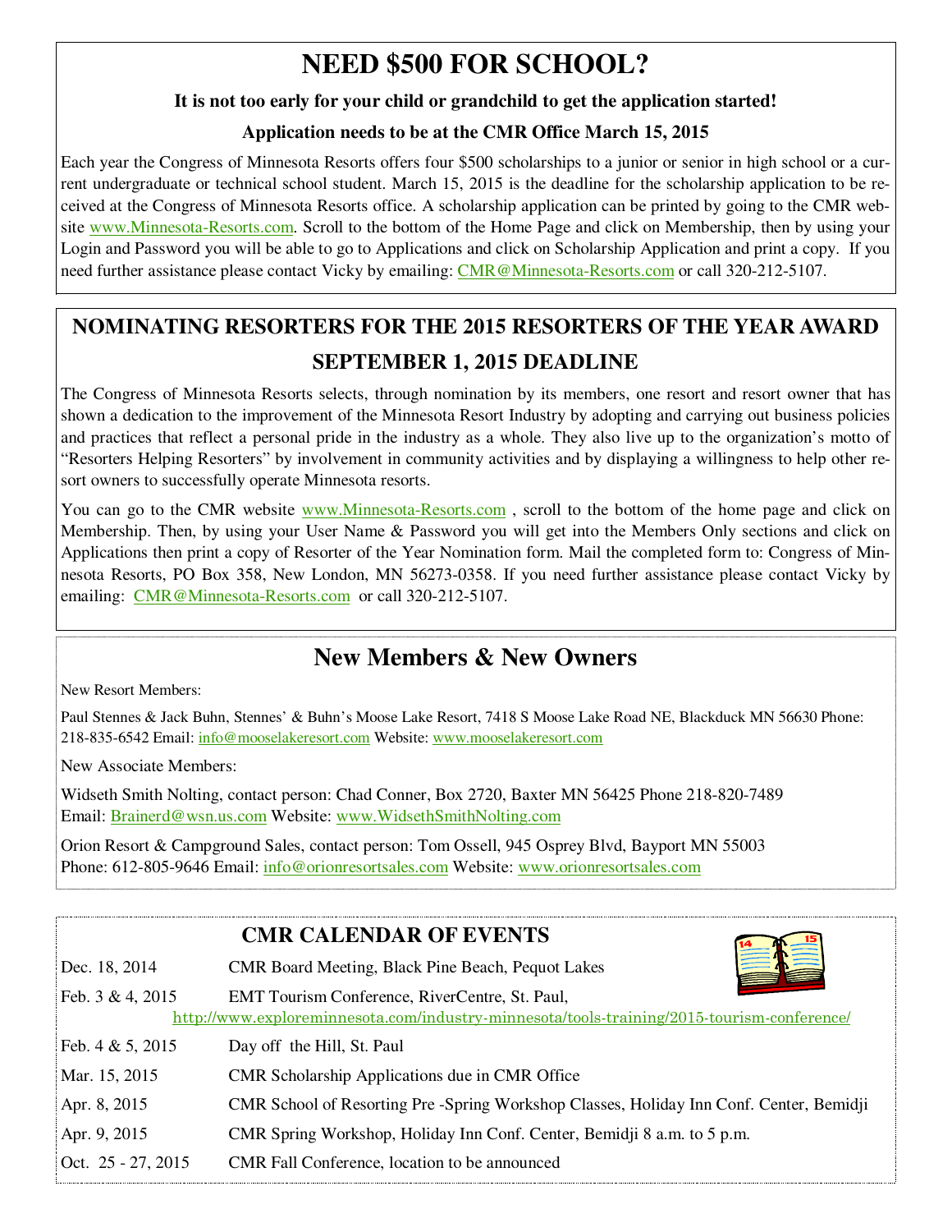# NEED $500 FOR SCHOOL?

**It is not too early for your child or grandchild to get the application started!**

**Application needs to be at the CMR Office March 15, 2015**

Each year the Congress of Minnesota Resorts offers four $500 scholarships to a junior or senior in high school or a current undergraduate or technical school student. March 15, 2015 is the deadline for the scholarship application to be received at the Congress of Minnesota Resorts office. A scholarship application can be printed by going to the CMR website www.Minnesota-Resorts.com. Scroll to the bottom of the Home Page and click on Membership, then by using your Login and Password you will be able to go to Applications and click on Scholarship Application and print a copy. If you need further assistance please contact Vicky by emailing: CMR@Minnesota-Resorts.com or call 320-212-5107.

## NOMINATING RESORTERS FOR THE 2015 RESORTERS OF THE YEAR AWARD

## SEPTEMBER 1, 2015 DEADLINE

The Congress of Minnesota Resorts selects, through nomination by its members, one resort and resort owner that has shown a dedication to the improvement of the Minnesota Resort Industry by adopting and carrying out business policies and practices that reflect a personal pride in the industry as a whole. They also live up to the organization's motto of "Resorters Helping Resorters" by involvement in community activities and by displaying a willingness to help other resort owners to successfully operate Minnesota resorts.

You can go to the CMR website www.Minnesota-Resorts.com , scroll to the bottom of the home page and click on Membership. Then, by using your User Name & Password you will get into the Members Only sections and click on Applications then print a copy of Resorter of the Year Nomination form. Mail the completed form to: Congress of Minnesota Resorts, PO Box 358, New London, MN 56273-0358. If you need further assistance please contact Vicky by emailing: CMR@Minnesota-Resorts.com or call 320-212-5107.

## New Members & New Owners

New Resort Members:

Paul Stennes & Jack Buhn, Stennes' & Buhn's Moose Lake Resort, 7418 S Moose Lake Road NE, Blackduck MN 56630 Phone: 218-835-6542 Email: info@mooselakeresort.com Website: www.mooselakeresort.com

New Associate Members:

Widseth Smith Nolting, contact person: Chad Conner, Box 2720, Baxter MN 56425 Phone 218-820-7489
Email: Brainerd@wsn.us.com Website: www.WidsethSmithNolting.com

Orion Resort & Campground Sales, contact person: Tom Ossell, 945 Osprey Blvd, Bayport MN 55003
Phone: 612-805-9646 Email: info@orionresortsales.com Website: www.orionresortsales.com

## CMR CALENDAR OF EVENTS

| | |
|---|---|
| Dec. 18, 2014 | CMR Board Meeting, Black Pine Beach, Pequot Lakes |
| Feb. 3 & 4, 2015 | EMT Tourism Conference, RiverCentre, St. Paul, http://www.exploreminnesota.com/industry-minnesota/tools-training/2015-tourism-conference/ |
| Feb. 4 & 5, 2015 | Day off the Hill, St. Paul |
| Mar. 15, 2015 | CMR Scholarship Applications due in CMR Office |
| Apr. 8, 2015 | CMR School of Resorting Pre -Spring Workshop Classes, Holiday Inn Conf. Center, Bemidji |
| Apr. 9, 2015 | CMR Spring Workshop, Holiday Inn Conf. Center, Bemidji 8 a.m. to 5 p.m. |
| Oct. 25 - 27, 2015 | CMR Fall Conference, location to be announced |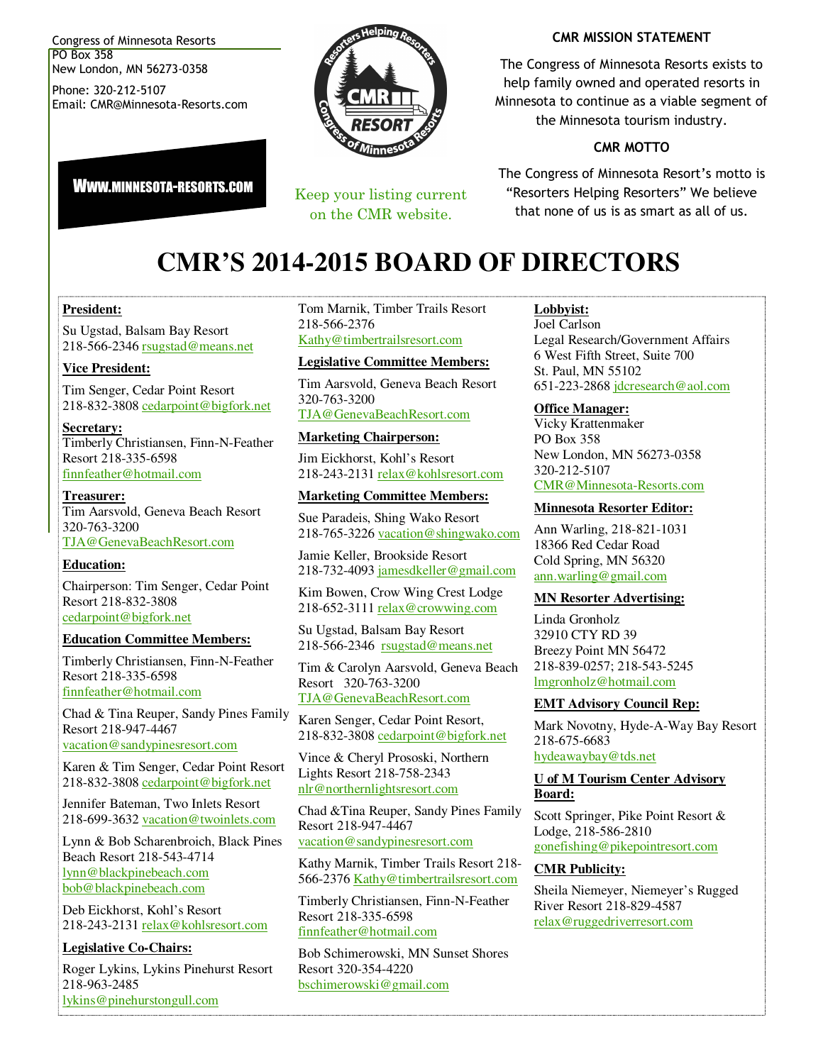Congress of Minnesota Resorts
PO Box 358
New London, MN 56273-0358

Phone: 320-212-5107
Email: CMR@Minnesota-Resorts.com

**WWW.MINNESOTA-RESORTS.COM**

Keep your listing current on the CMR website.

**CMR MISSION STATEMENT**

The Congress of Minnesota Resorts exists to help family owned and operated resorts in Minnesota to continue as a viable segment of the Minnesota tourism industry.

**CMR MOTTO**

The Congress of Minnesota Resort's motto is "Resorters Helping Resorters" We believe that none of us is as smart as all of us.

# CMR'S 2014-2015 BOARD OF DIRECTORS

**President:**

Su Ugstad, Balsam Bay Resort
218-566-2346 rsugstad@means.net

**Vice President:**

Tim Senger, Cedar Point Resort
218-832-3808 cedarpoint@bigfork.net

**Secretary:**
Timberly Christiansen, Finn-N-Feather Resort 218-335-6598
finnfeather@hotmail.com

**Treasurer:**
Tim Aarsvold, Geneva Beach Resort
320-763-3200
TJA@GenevaBeachResort.com

**Education:**

Chairperson: Tim Senger, Cedar Point Resort 218-832-3808
cedarpoint@bigfork.net

**Education Committee Members:**

Timberly Christiansen, Finn-N-Feather Resort 218-335-6598
finnfeather@hotmail.com

Chad & Tina Reuper, Sandy Pines Family Resort 218-947-4467
vacation@sandypinesresort.com

Karen & Tim Senger, Cedar Point Resort
218-832-3808 cedarpoint@bigfork.net

Jennifer Bateman, Two Inlets Resort
218-699-3632 vacation@twoinlets.com

Lynn & Bob Scharenbroich, Black Pines Beach Resort 218-543-4714
lynn@blackpinebeach.com
bob@blackpinebeach.com

Deb Eickhorst, Kohl's Resort
218-243-2131 relax@kohlsresort.com

**Legislative Co-Chairs:**

Roger Lykins, Lykins Pinehurst Resort
218-963-2485
lykins@pinehurstongull.com

Tom Marnik, Timber Trails Resort
218-566-2376
Kathy@timbertrailsresort.com

**Legislative Committee Members:**

Tim Aarsvold, Geneva Beach Resort
320-763-3200
TJA@GenevaBeachResort.com

**Marketing Chairperson:**

Jim Eickhorst, Kohl's Resort
218-243-2131 relax@kohlsresort.com

**Marketing Committee Members:**

Sue Paradeis, Shing Wako Resort
218-765-3226 vacation@shingwako.com

Jamie Keller, Brookside Resort
218-732-4093 jamesdkeller@gmail.com

Kim Bowen, Crow Wing Crest Lodge
218-652-3111 relax@crowwing.com

Su Ugstad, Balsam Bay Resort
218-566-2346 rsugstad@means.net

Tim & Carolyn Aarsvold, Geneva Beach Resort 320-763-3200
TJA@GenevaBeachResort.com

Karen Senger, Cedar Point Resort,
218-832-3808 cedarpoint@bigfork.net

Vince & Cheryl Prososki, Northern Lights Resort 218-758-2343
nlr@northernlightsresort.com

Chad &Tina Reuper, Sandy Pines Family Resort 218-947-4467
vacation@sandypinesresort.com

Kathy Marnik, Timber Trails Resort 218-566-2376 Kathy@timbertrailsresort.com

Timberly Christiansen, Finn-N-Feather Resort 218-335-6598
finnfeather@hotmail.com

Bob Schimerowski, MN Sunset Shores Resort 320-354-4220
bschimerowski@gmail.com

**Lobbyist:**
Joel Carlson
Legal Research/Government Affairs
6 West Fifth Street, Suite 700
St. Paul, MN 55102
651-223-2868 jdcresearch@aol.com

**Office Manager:**
Vicky Krattenmaker
PO Box 358
New London, MN 56273-0358
320-212-5107
CMR@Minnesota-Resorts.com

**Minnesota Resorter Editor:**

Ann Warling, 218-821-1031
18366 Red Cedar Road
Cold Spring, MN 56320
ann.warling@gmail.com

**MN Resorter Advertising:**

Linda Gronholz
32910 CTY RD 39
Breezy Point MN 56472
218-839-0257; 218-543-5245
lmgronholz@hotmail.com

**EMT Advisory Council Rep:**

Mark Novotny, Hyde-A-Way Bay Resort
218-675-6683
hydeawaybay@tds.net

**U of M Tourism Center Advisory Board:**

Scott Springer, Pike Point Resort & Lodge, 218-586-2810
gonefishing@pikepointresort.com

**CMR Publicity:**

Sheila Niemeyer, Niemeyer's Rugged River Resort 218-829-4587
relax@ruggedriverresort.com